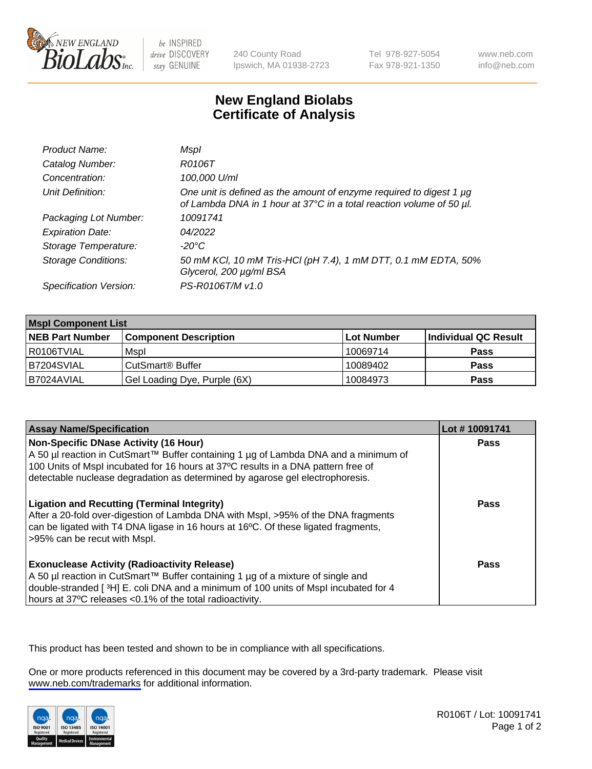# New England Biolabs Certificate of Analysis

| | |
|---|---|
| *Product Name:* | *MspI* |
| *Catalog Number:* | *R0106T* |
| *Concentration:* | *100,000 U/ml* |
| *Unit Definition:* | *One unit is defined as the amount of enzyme required to digest 1 µg of Lambda DNA in 1 hour at 37°C in a total reaction volume of 50 µl.* |
| *Packaging Lot Number:* | *10091741* |
| *Expiration Date:* | *04/2022* |
| *Storage Temperature:* | *-20°C* |
| *Storage Conditions:* | *50 mM KCl, 10 mM Tris-HCl (pH 7.4), 1 mM DTT, 0.1 mM EDTA, 50% Glycerol, 200 µg/ml BSA* |
| *Specification Version:* | *PS-R0106T/M v1.0* |

| MspI Component List | | | |
|---|---|---|---|
| **NEB Part Number** | **Component Description** | **Lot Number** | **Individual QC Result** |
| R0106TVIAL | MspI | 10069714 | **Pass** |
| B7204SVIAL | CutSmart® Buffer | 10089402 | **Pass** |
| B7024AVIAL | Gel Loading Dye, Purple (6X) | 10084973 | **Pass** |

| Assay Name/Specification | Lot # 10091741 |
|---|---|
| **Non-Specific DNase Activity (16 Hour)** A 50 µl reaction in CutSmart™ Buffer containing 1 µg of Lambda DNA and a minimum of 100 Units of MspI incubated for 16 hours at 37ºC results in a DNA pattern free of detectable nuclease degradation as determined by agarose gel electrophoresis. | **Pass** |
| **Ligation and Recutting (Terminal Integrity)** After a 20-fold over-digestion of Lambda DNA with MspI, >95% of the DNA fragments can be ligated with T4 DNA ligase in 16 hours at 16ºC. Of these ligated fragments, >95% can be recut with MspI. | **Pass** |
| **Exonuclease Activity (Radioactivity Release)** A 50 µl reaction in CutSmart™ Buffer containing 1 µg of a mixture of single and double-stranded [$^3$H] E. coli DNA and a minimum of 100 units of MspI incubated for 4 hours at 37ºC releases <0.1% of the total radioactivity. | **Pass** |

This product has been tested and shown to be in compliance with all specifications.

One or more products referenced in this document may be covered by a 3rd-party trademark. Please visit www.neb.com/trademarks for additional information.

R0106T / Lot: 10091741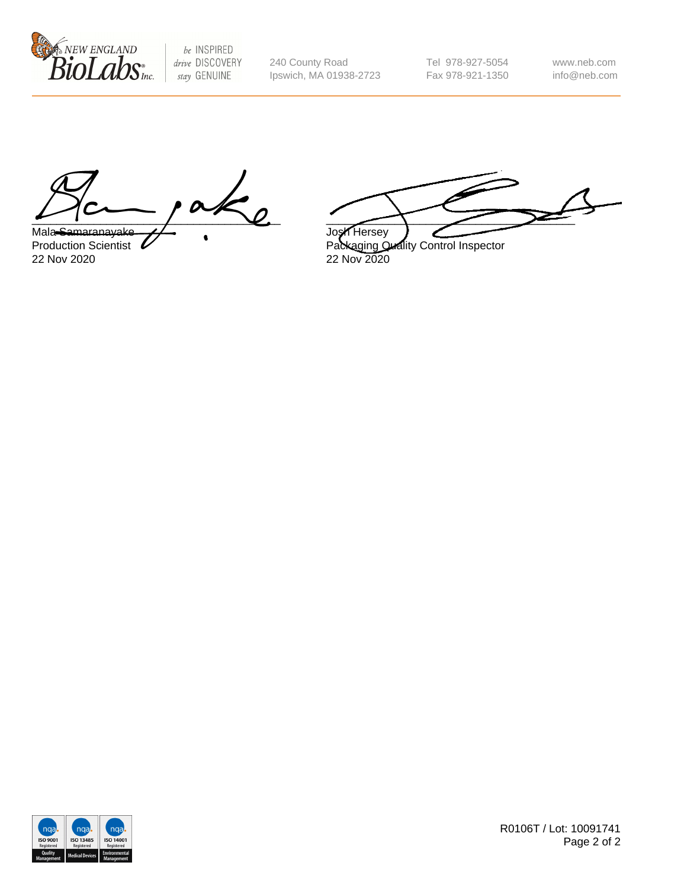Mala Samaranayake
Production Scientist
22 Nov 2020

Josh Hersey
Packaging Quality Control Inspector
22 Nov 2020

R0106T / Lot: 10091741